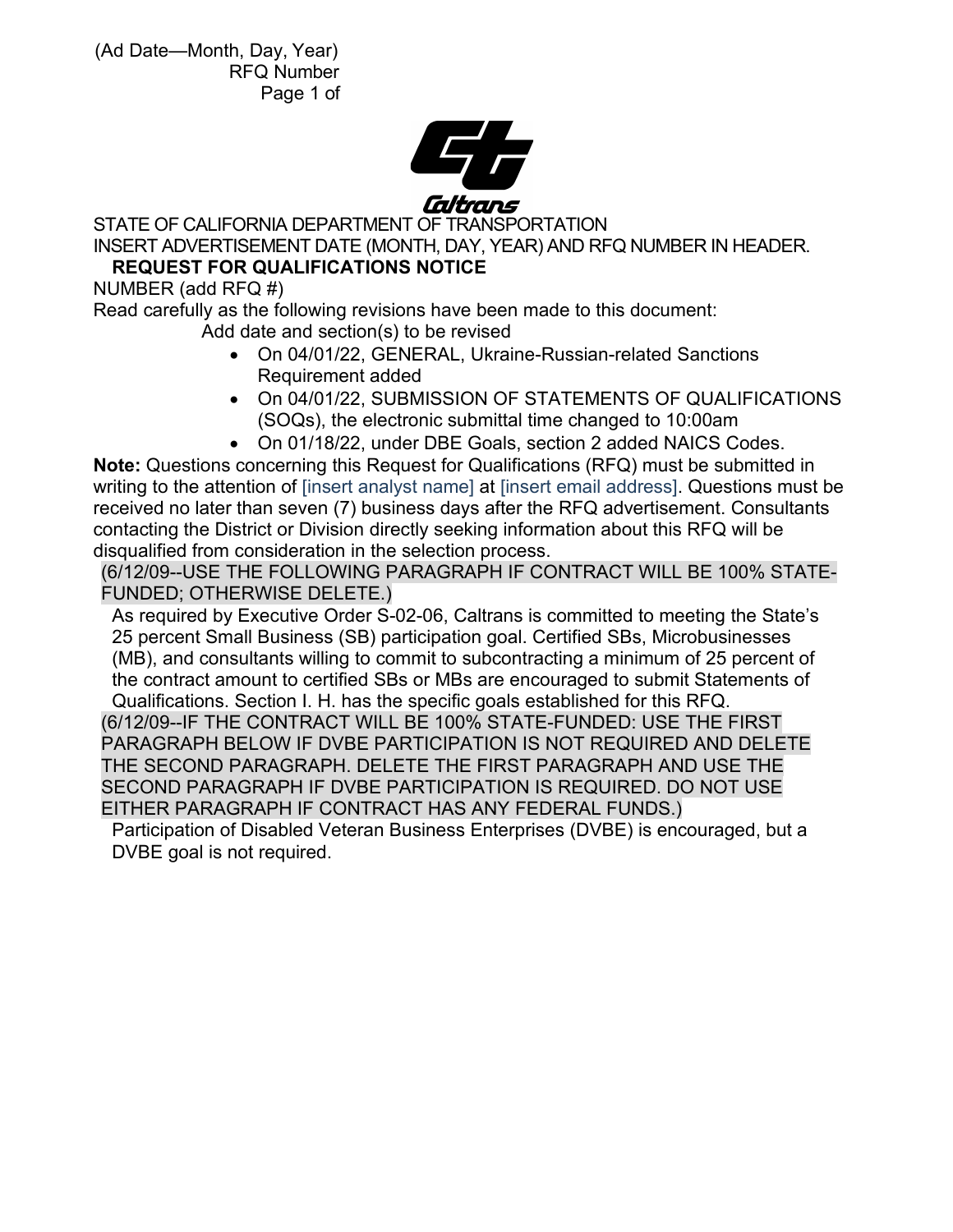STATE OF CALIFORNIA DEPARTMENT OF TRANSPORTATION

INSERT ADVERTISEMENT DATE (MONTH, DAY, YEAR) AND RFQ NUMBER IN HEADER.

## REQUEST FOR QUALIFICATIONS NOTICE

NUMBER (add RFQ #)

Read carefully as the following revisions have been made to this document:

Add date and section(s) to be revised

- On 04/01/22, GENERAL, Ukraine-Russian-related Sanctions Requirement added
- On 04/01/22, SUBMISSION OF STATEMENTS OF QUALIFICATIONS (SOQs), the electronic submittal time changed to 10:00am
- On 01/18/22, under DBE Goals, section 2 added NAICS Codes.

**Note:** Questions concerning this Request for Qualifications (RFQ) must be submitted in writing to the attention of [insert analyst name] at [insert email address]. Questions must be received no later than seven (7) business days after the RFQ advertisement. Consultants contacting the District or Division directly seeking information about this RFQ will be disqualified from consideration in the selection process.

(6/12/09--USE THE FOLLOWING PARAGRAPH IF CONTRACT WILL BE 100% STATE-FUNDED; OTHERWISE DELETE.)

As required by Executive Order S-02-06, Caltrans is committed to meeting the State's 25 percent Small Business (SB) participation goal. Certified SBs, Microbusinesses (MB), and consultants willing to commit to subcontracting a minimum of 25 percent of the contract amount to certified SBs or MBs are encouraged to submit Statements of Qualifications. Section I. H. has the specific goals established for this RFQ.

(6/12/09--IF THE CONTRACT WILL BE 100% STATE-FUNDED: USE THE FIRST PARAGRAPH BELOW IF DVBE PARTICIPATION IS NOT REQUIRED AND DELETE THE SECOND PARAGRAPH. DELETE THE FIRST PARAGRAPH AND USE THE SECOND PARAGRAPH IF DVBE PARTICIPATION IS REQUIRED. DO NOT USE EITHER PARAGRAPH IF CONTRACT HAS ANY FEDERAL FUNDS.)

Participation of Disabled Veteran Business Enterprises (DVBE) is encouraged, but a DVBE goal is not required.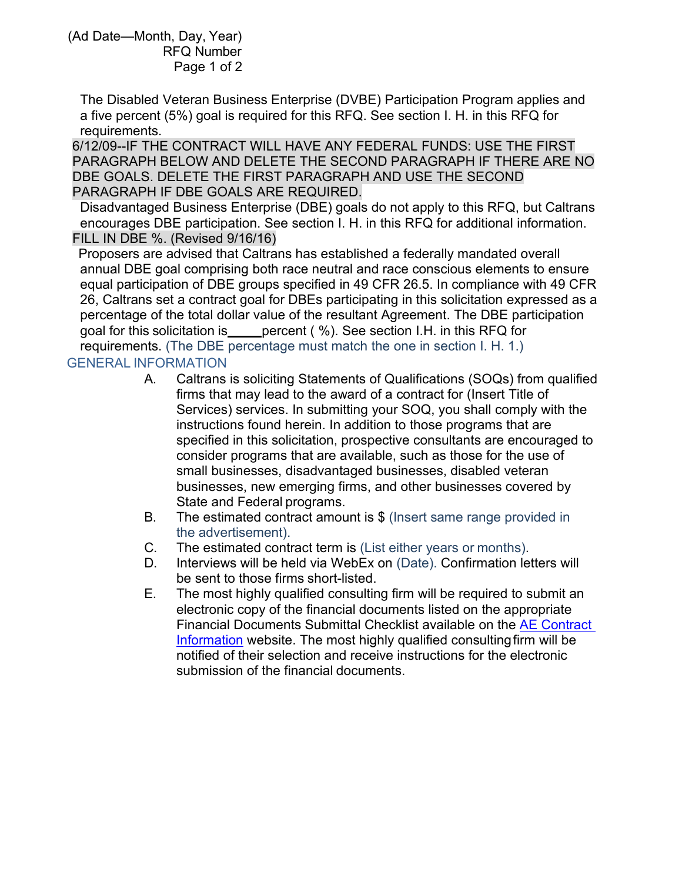(Ad Date—Month, Day, Year)
RFQ Number

The Disabled Veteran Business Enterprise (DVBE) Participation Program applies and a five percent (5%) goal is required for this RFQ. See section I. H. in this RFQ for requirements.

6/12/09--IF THE CONTRACT WILL HAVE ANY FEDERAL FUNDS: USE THE FIRST PARAGRAPH BELOW AND DELETE THE SECOND PARAGRAPH IF THERE ARE NO DBE GOALS. DELETE THE FIRST PARAGRAPH AND USE THE SECOND PARAGRAPH IF DBE GOALS ARE REQUIRED.

Disadvantaged Business Enterprise (DBE) goals do not apply to this RFQ, but Caltrans encourages DBE participation. See section I. H. in this RFQ for additional information.

FILL IN DBE %. (Revised 9/16/16)

Proposers are advised that Caltrans has established a federally mandated overall annual DBE goal comprising both race neutral and race conscious elements to ensure equal participation of DBE groups specified in 49 CFR 26.5. In compliance with 49 CFR 26, Caltrans set a contract goal for DBEs participating in this solicitation expressed as a percentage of the total dollar value of the resultant Agreement. The DBE participation goal for this solicitation is_____percent ( %). See section I.H. in this RFQ for requirements. (The DBE percentage must match the one in section I. H. 1.)

## GENERAL INFORMATION

A. Caltrans is soliciting Statements of Qualifications (SOQs) from qualified firms that may lead to the award of a contract for (Insert Title of Services) services. In submitting your SOQ, you shall comply with the instructions found herein. In addition to those programs that are specified in this solicitation, prospective consultants are encouraged to consider programs that are available, such as those for the use of small businesses, disadvantaged businesses, disabled veteran businesses, new emerging firms, and other businesses covered by State and Federal programs.

B. The estimated contract amount is $ (Insert same range provided in the advertisement).

C. The estimated contract term is (List either years or months).

D. Interviews will be held via WebEx on (Date). Confirmation letters will be sent to those firms short-listed.

E. The most highly qualified consulting firm will be required to submit an electronic copy of the financial documents listed on the appropriate Financial Documents Submittal Checklist available on the AE Contract Information website. The most highly qualified consulting firm will be notified of their selection and receive instructions for the electronic submission of the financial documents.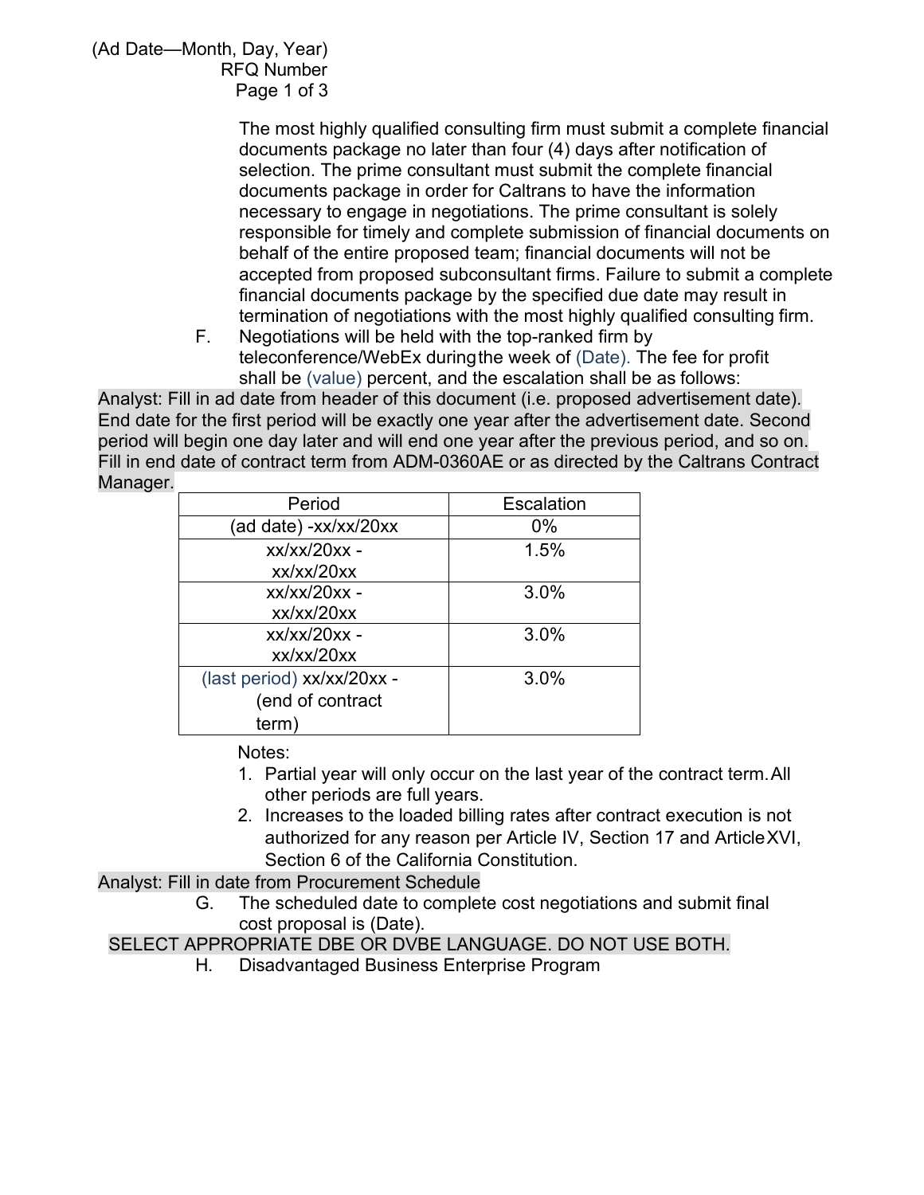The most highly qualified consulting firm must submit a complete financial documents package no later than four (4) days after notification of selection. The prime consultant must submit the complete financial documents package in order for Caltrans to have the information necessary to engage in negotiations. The prime consultant is solely responsible for timely and complete submission of financial documents on behalf of the entire proposed team; financial documents will not be accepted from proposed subconsultant firms. Failure to submit a complete financial documents package by the specified due date may result in termination of negotiations with the most highly qualified consulting firm.

F. Negotiations will be held with the top-ranked firm by teleconference/WebEx during the week of (Date). The fee for profit shall be (value) percent, and the escalation shall be as follows:

Analyst: Fill in ad date from header of this document (i.e. proposed advertisement date). End date for the first period will be exactly one year after the advertisement date. Second period will begin one day later and will end one year after the previous period, and so on. Fill in end date of contract term from ADM-0360AE or as directed by the Caltrans Contract Manager.

| Period | Escalation |
|---|---|
| (ad date) -xx/xx/20xx | 0% |
| xx/xx/20xx - xx/xx/20xx | 1.5% |
| xx/xx/20xx - xx/xx/20xx | 3.0% |
| xx/xx/20xx - xx/xx/20xx | 3.0% |
| (last period) xx/xx/20xx - (end of contract term) | 3.0% |

Notes:

1. Partial year will only occur on the last year of the contract term. All other periods are full years.
2. Increases to the loaded billing rates after contract execution is not authorized for any reason per Article IV, Section 17 and Article XVI, Section 6 of the California Constitution.

Analyst: Fill in date from Procurement Schedule

G. The scheduled date to complete cost negotiations and submit final cost proposal is (Date).

SELECT APPROPRIATE DBE OR DVBE LANGUAGE. DO NOT USE BOTH.

H. Disadvantaged Business Enterprise Program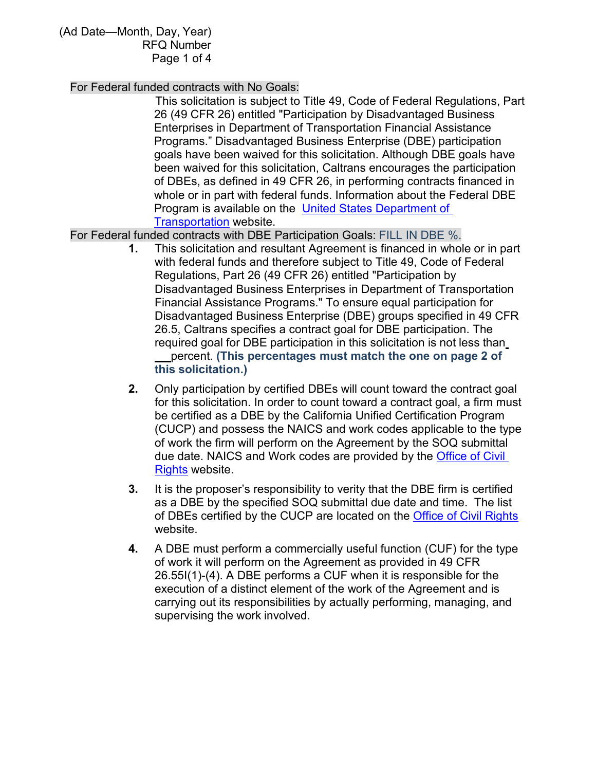(Ad Date—Month, Day, Year)
RFQ Number

For Federal funded contracts with No Goals:

This solicitation is subject to Title 49, Code of Federal Regulations, Part 26 (49 CFR 26) entitled "Participation by Disadvantaged Business Enterprises in Department of Transportation Financial Assistance Programs." Disadvantaged Business Enterprise (DBE) participation goals have been waived for this solicitation. Although DBE goals have been waived for this solicitation, Caltrans encourages the participation of DBEs, as defined in 49 CFR 26, in performing contracts financed in whole or in part with federal funds. Information about the Federal DBE Program is available on the [United States Department of Transportation](United States Department of Transportation) website.

For Federal funded contracts with DBE Participation Goals: FILL IN DBE %.

1. This solicitation and resultant Agreement is financed in whole or in part with federal funds and therefore subject to Title 49, Code of Federal Regulations, Part 26 (49 CFR 26) entitled "Participation by Disadvantaged Business Enterprises in Department of Transportation Financial Assistance Programs." To ensure equal participation for Disadvantaged Business Enterprise (DBE) groups specified in 49 CFR 26.5, Caltrans specifies a contract goal for DBE participation. The required goal for DBE participation in this solicitation is not less than ___percent. **(This percentages must match the one on page 2 of this solicitation.)**

2. Only participation by certified DBEs will count toward the contract goal for this solicitation. In order to count toward a contract goal, a firm must be certified as a DBE by the California Unified Certification Program (CUCP) and possess the NAICS and work codes applicable to the type of work the firm will perform on the Agreement by the SOQ submittal due date. NAICS and Work codes are provided by the Office of Civil Rights website.

3. It is the proposer's responsibility to verity that the DBE firm is certified as a DBE by the specified SOQ submittal due date and time. The list of DBEs certified by the CUCP are located on the Office of Civil Rights website.

4. A DBE must perform a commercially useful function (CUF) for the type of work it will perform on the Agreement as provided in 49 CFR 26.55I(1)-(4). A DBE performs a CUF when it is responsible for the execution of a distinct element of the work of the Agreement and is carrying out its responsibilities by actually performing, managing, and supervising the work involved.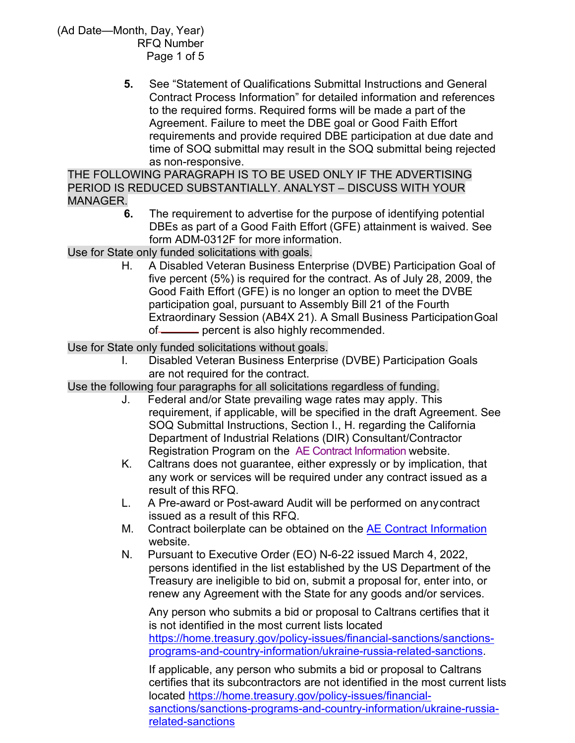5. See “Statement of Qualifications Submittal Instructions and General Contract Process Information” for detailed information and references to the required forms. Required forms will be made a part of the Agreement. Failure to meet the DBE goal or Good Faith Effort requirements and provide required DBE participation at due date and time of SOQ submittal may result in the SOQ submittal being rejected as non-responsive.

THE FOLLOWING PARAGRAPH IS TO BE USED ONLY IF THE ADVERTISING PERIOD IS REDUCED SUBSTANTIALLY. ANALYST – DISCUSS WITH YOUR MANAGER.

6. The requirement to advertise for the purpose of identifying potential DBEs as part of a Good Faith Effort (GFE) attainment is waived. See form ADM-0312F for more information.

Use for State only funded solicitations with goals.

H. A Disabled Veteran Business Enterprise (DVBE) Participation Goal of five percent (5%) is required for the contract. As of July 28, 2009, the Good Faith Effort (GFE) is no longer an option to meet the DVBE participation goal, pursuant to Assembly Bill 21 of the Fourth Extraordinary Session (AB4X 21). A Small Business Participation Goal of ______ percent is also highly recommended.

Use for State only funded solicitations without goals.

I. Disabled Veteran Business Enterprise (DVBE) Participation Goals are not required for the contract.

Use the following four paragraphs for all solicitations regardless of funding.

J. Federal and/or State prevailing wage rates may apply. This requirement, if applicable, will be specified in the draft Agreement. See SOQ Submittal Instructions, Section I., H. regarding the California Department of Industrial Relations (DIR) Consultant/Contractor Registration Program on the AE Contract Information website.

K. Caltrans does not guarantee, either expressly or by implication, that any work or services will be required under any contract issued as a result of this RFQ.

L. A Pre-award or Post-award Audit will be performed on any contract issued as a result of this RFQ.

M. Contract boilerplate can be obtained on the AE Contract Information website.

N. Pursuant to Executive Order (EO) N-6-22 issued March 4, 2022, persons identified in the list established by the US Department of the Treasury are ineligible to bid on, submit a proposal for, enter into, or renew any Agreement with the State for any goods and/or services.

Any person who submits a bid or proposal to Caltrans certifies that it is not identified in the most current lists located https://home.treasury.gov/policy-issues/financial-sanctions/sanctions-programs-and-country-information/ukraine-russia-related-sanctions.

If applicable, any person who submits a bid or proposal to Caltrans certifies that its subcontractors are not identified in the most current lists located https://home.treasury.gov/policy-issues/financial-sanctions/sanctions-programs-and-country-information/ukraine-russia-related-sanctions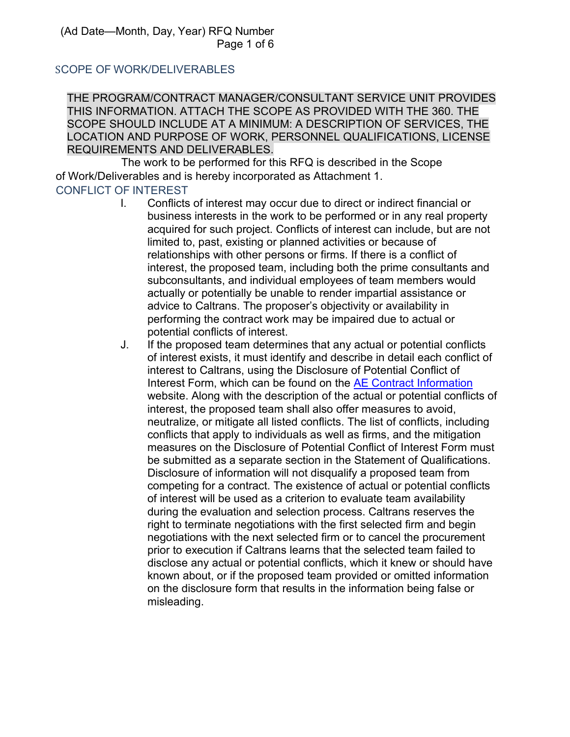## SCOPE OF WORK/DELIVERABLES

THE PROGRAM/CONTRACT MANAGER/CONSULTANT SERVICE UNIT PROVIDES THIS INFORMATION. ATTACH THE SCOPE AS PROVIDED WITH THE 360. THE SCOPE SHOULD INCLUDE AT A MINIMUM: A DESCRIPTION OF SERVICES, THE LOCATION AND PURPOSE OF WORK, PERSONNEL QUALIFICATIONS, LICENSE REQUIREMENTS AND DELIVERABLES.

The work to be performed for this RFQ is described in the Scope of Work/Deliverables and is hereby incorporated as Attachment 1.

## CONFLICT OF INTEREST

I. Conflicts of interest may occur due to direct or indirect financial or business interests in the work to be performed or in any real property acquired for such project. Conflicts of interest can include, but are not limited to, past, existing or planned activities or because of relationships with other persons or firms. If there is a conflict of interest, the proposed team, including both the prime consultants and subconsultants, and individual employees of team members would actually or potentially be unable to render impartial assistance or advice to Caltrans. The proposer's objectivity or availability in performing the contract work may be impaired due to actual or potential conflicts of interest.

J. If the proposed team determines that any actual or potential conflicts of interest exists, it must identify and describe in detail each conflict of interest to Caltrans, using the Disclosure of Potential Conflict of Interest Form, which can be found on the [AE Contract Information]() website. Along with the description of the actual or potential conflicts of interest, the proposed team shall also offer measures to avoid, neutralize, or mitigate all listed conflicts. The list of conflicts, including conflicts that apply to individuals as well as firms, and the mitigation measures on the Disclosure of Potential Conflict of Interest Form must be submitted as a separate section in the Statement of Qualifications. Disclosure of information will not disqualify a proposed team from competing for a contract. The existence of actual or potential conflicts of interest will be used as a criterion to evaluate team availability during the evaluation and selection process. Caltrans reserves the right to terminate negotiations with the first selected firm and begin negotiations with the next selected firm or to cancel the procurement prior to execution if Caltrans learns that the selected team failed to disclose any actual or potential conflicts, which it knew or should have known about, or if the proposed team provided or omitted information on the disclosure form that results in the information being false or misleading.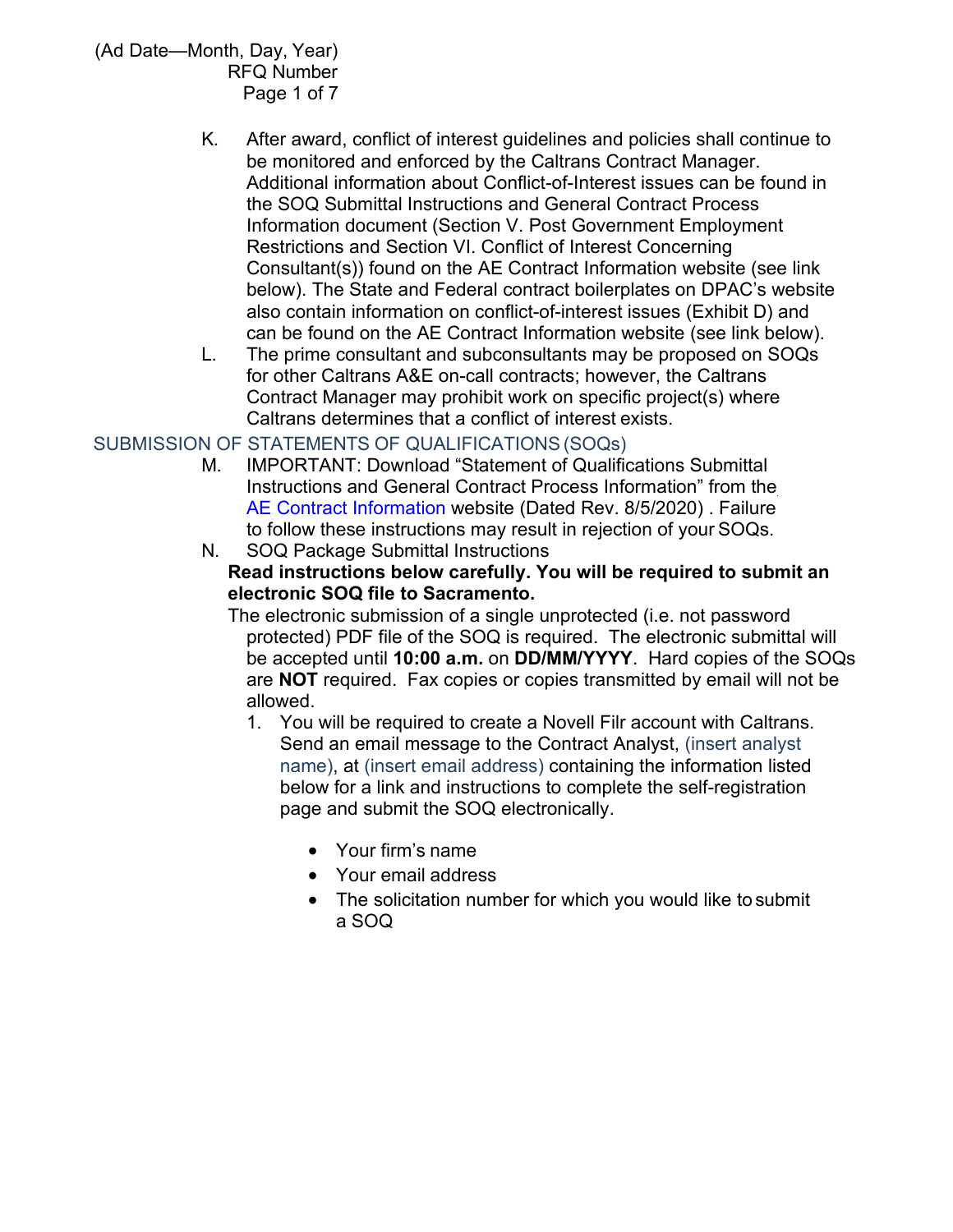K. After award, conflict of interest guidelines and policies shall continue to be monitored and enforced by the Caltrans Contract Manager. Additional information about Conflict-of-Interest issues can be found in the SOQ Submittal Instructions and General Contract Process Information document (Section V. Post Government Employment Restrictions and Section VI. Conflict of Interest Concerning Consultant(s)) found on the AE Contract Information website (see link below). The State and Federal contract boilerplates on DPAC's website also contain information on conflict-of-interest issues (Exhibit D) and can be found on the AE Contract Information website (see link below).

L. The prime consultant and subconsultants may be proposed on SOQs for other Caltrans A&E on-call contracts; however, the Caltrans Contract Manager may prohibit work on specific project(s) where Caltrans determines that a conflict of interest exists.

## SUBMISSION OF STATEMENTS OF QUALIFICATIONS (SOQs)

M. IMPORTANT: Download "Statement of Qualifications Submittal Instructions and General Contract Process Information" from the AE Contract Information website (Dated Rev. 8/5/2020) . Failure to follow these instructions may result in rejection of your SOQs.

N. SOQ Package Submittal Instructions

**Read instructions below carefully. You will be required to submit an electronic SOQ file to Sacramento.**

The electronic submission of a single unprotected (i.e. not password protected) PDF file of the SOQ is required. The electronic submittal will be accepted until **10:00 a.m.** on **DD/MM/YYYY**. Hard copies of the SOQs are **NOT** required. Fax copies or copies transmitted by email will not be allowed.

1. You will be required to create a Novell Filr account with Caltrans. Send an email message to the Contract Analyst, (insert analyst name), at (insert email address) containing the information listed below for a link and instructions to complete the self-registration page and submit the SOQ electronically.

    - Your firm's name
    - Your email address
    - The solicitation number for which you would like to submit a SOQ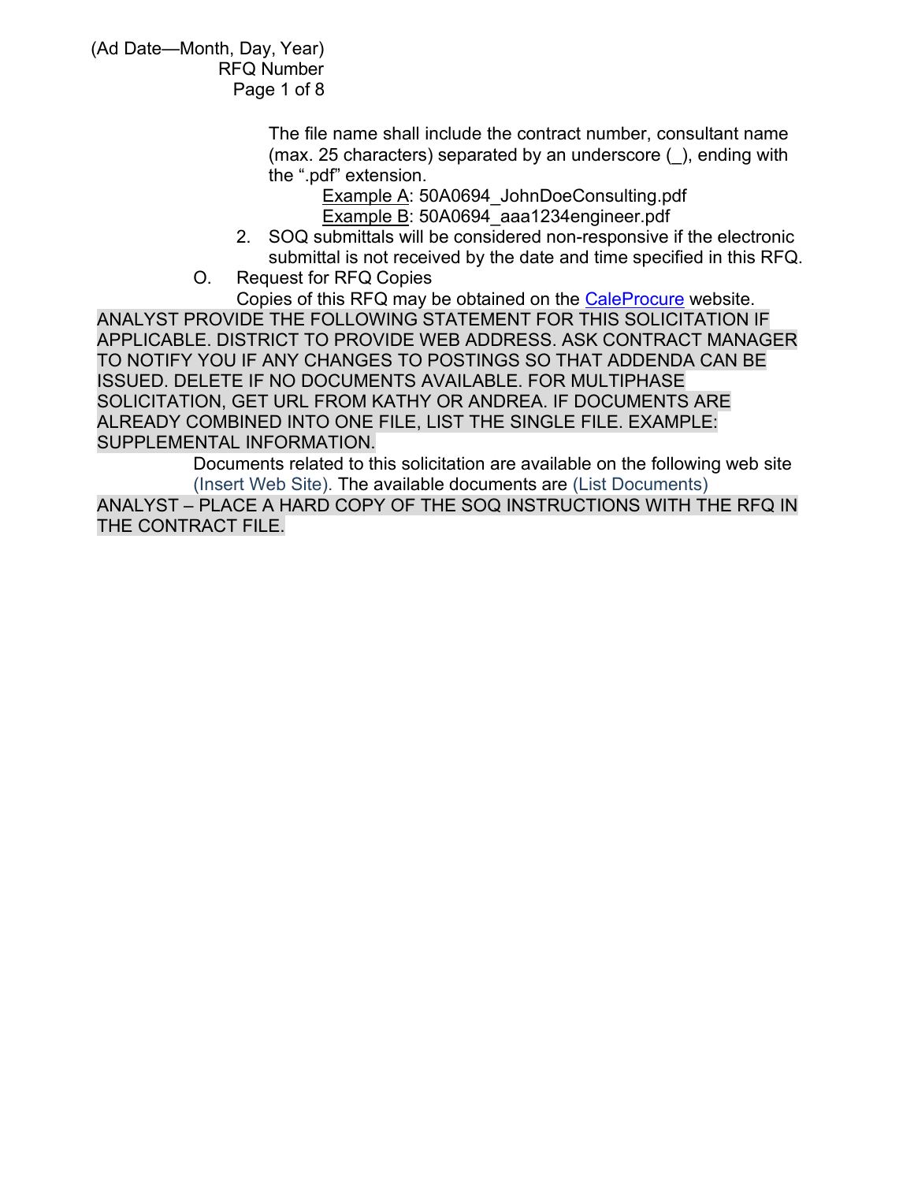The file name shall include the contract number, consultant name (max. 25 characters) separated by an underscore (_), ending with the ".pdf" extension.

Example A: 50A0694_JohnDoeConsulting.pdf

Example B: 50A0694_aaa1234engineer.pdf

2. SOQ submittals will be considered non-responsive if the electronic submittal is not received by the date and time specified in this RFQ.

O. Request for RFQ Copies

Copies of this RFQ may be obtained on the CaleProcure website.

ANALYST PROVIDE THE FOLLOWING STATEMENT FOR THIS SOLICITATION IF APPLICABLE. DISTRICT TO PROVIDE WEB ADDRESS. ASK CONTRACT MANAGER TO NOTIFY YOU IF ANY CHANGES TO POSTINGS SO THAT ADDENDA CAN BE ISSUED. DELETE IF NO DOCUMENTS AVAILABLE. FOR MULTIPHASE SOLICITATION, GET URL FROM KATHY OR ANDREA. IF DOCUMENTS ARE ALREADY COMBINED INTO ONE FILE, LIST THE SINGLE FILE. EXAMPLE: SUPPLEMENTAL INFORMATION.

Documents related to this solicitation are available on the following web site (Insert Web Site). The available documents are (List Documents)

ANALYST – PLACE A HARD COPY OF THE SOQ INSTRUCTIONS WITH THE RFQ IN THE CONTRACT FILE.